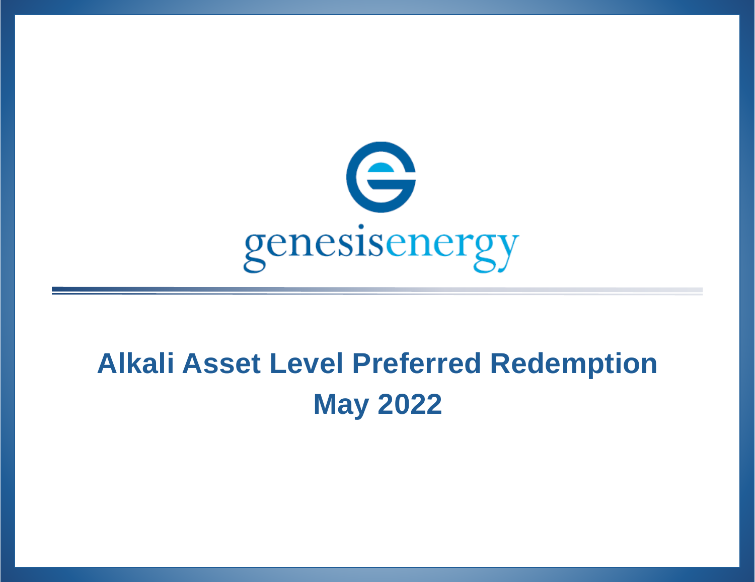genesisenergy

# Alkali Asset Level Preferred Redemption
## May 2022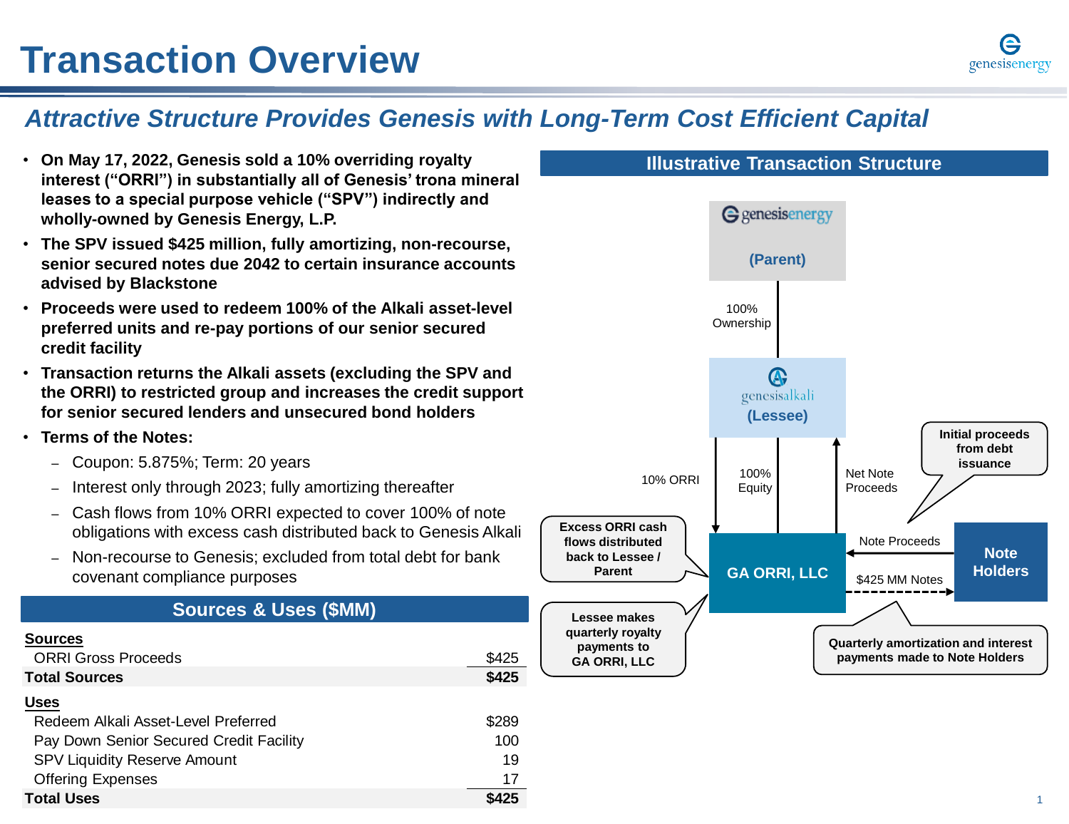# Transaction Overview

## *Attractive Structure Provides Genesis with Long-Term Cost Efficient Capital*

- **On May 17, 2022, Genesis sold a 10% overriding royalty interest ("ORRI") in substantially all of Genesis' trona mineral leases to a special purpose vehicle ("SPV") indirectly and wholly-owned by Genesis Energy, L.P.**
- **The SPV issued $425 million, fully amortizing, non-recourse, senior secured notes due 2042 to certain insurance accounts advised by Blackstone**
- **Proceeds were used to redeem 100% of the Alkali asset-level preferred units and re-pay portions of our senior secured credit facility**
- **Transaction returns the Alkali assets (excluding the SPV and the ORRI) to restricted group and increases the credit support for senior secured lenders and unsecured bond holders**
- **Terms of the Notes:**
  - Coupon: 5.875%; Term: 20 years
  - Interest only through 2023; fully amortizing thereafter
  - Cash flows from 10% ORRI expected to cover 100% of note obligations with excess cash distributed back to Genesis Alkali
  - Non-recourse to Genesis; excluded from total debt for bank covenant compliance purposes

### Sources & Uses ($MM)

| | |
|---|---|
| **Sources** | |
| ORRI Gross Proceeds | $425 |
| **Total Sources** | **$425** |
| **Uses** | |
| Redeem Alkali Asset-Level Preferred | $289 |
| Pay Down Senior Secured Credit Facility | 100 |
| SPV Liquidity Reserve Amount | 19 |
| Offering Expenses | 17 |
| **Total Uses** | **$425** |

### Illustrative Transaction Structure

- genesisenergy (Parent) — 100% Ownership → genesisalkali (Lessee)
- genesisalkali (Lessee) → GA ORRI, LLC: 10% ORRI; 100% Equity
- GA ORRI, LLC → genesisalkali (Lessee): Net Note Proceeds
- Note Holders → GA ORRI, LLC: Note Proceeds
- GA ORRI, LLC → Note Holders: $425 MM Notes
- Initial proceeds from debt issuance
- Excess ORRI cash flows distributed back to Lessee / Parent
- Lessee makes quarterly royalty payments to GA ORRI, LLC
- Quarterly amortization and interest payments made to Note Holders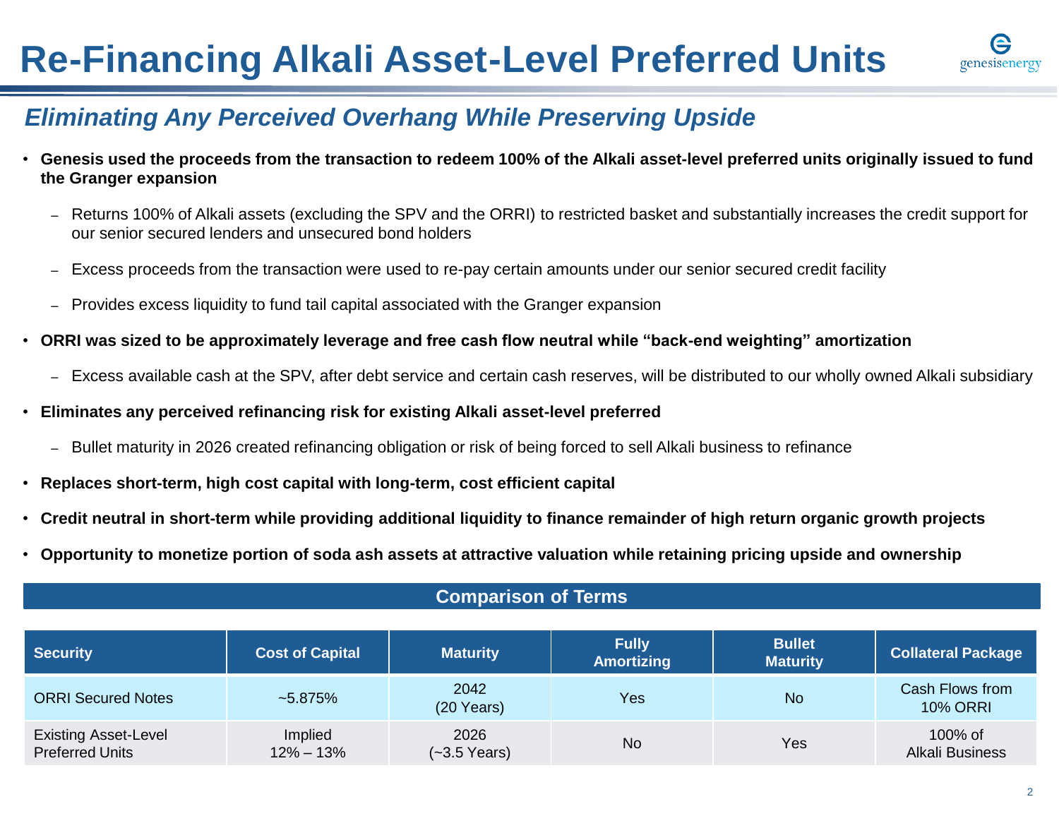# Re-Financing Alkali Asset-Level Preferred Units

## *Eliminating Any Perceived Overhang While Preserving Upside*

- **Genesis used the proceeds from the transaction to redeem 100% of the Alkali asset-level preferred units originally issued to fund the Granger expansion**
  - Returns 100% of Alkali assets (excluding the SPV and the ORRI) to restricted basket and substantially increases the credit support for our senior secured lenders and unsecured bond holders
  - Excess proceeds from the transaction were used to re-pay certain amounts under our senior secured credit facility
  - Provides excess liquidity to fund tail capital associated with the Granger expansion
- **ORRI was sized to be approximately leverage and free cash flow neutral while "back-end weighting" amortization**
  - Excess available cash at the SPV, after debt service and certain cash reserves, will be distributed to our wholly owned Alkali subsidiary
- **Eliminates any perceived refinancing risk for existing Alkali asset-level preferred**
  - Bullet maturity in 2026 created refinancing obligation or risk of being forced to sell Alkali business to refinance
- **Replaces short-term, high cost capital with long-term, cost efficient capital**
- **Credit neutral in short-term while providing additional liquidity to finance remainder of high return organic growth projects**
- **Opportunity to monetize portion of soda ash assets at attractive valuation while retaining pricing upside and ownership**

### Comparison of Terms

| Security | Cost of Capital | Maturity | Fully Amortizing | Bullet Maturity | Collateral Package |
|---|---|---|---|---|---|
| ORRI Secured Notes | ~5.875% | 2042 (20 Years) | Yes | No | Cash Flows from 10% ORRI |
| Existing Asset-Level Preferred Units | Implied 12% – 13% | 2026 (~3.5 Years) | No | Yes | 100% of Alkali Business |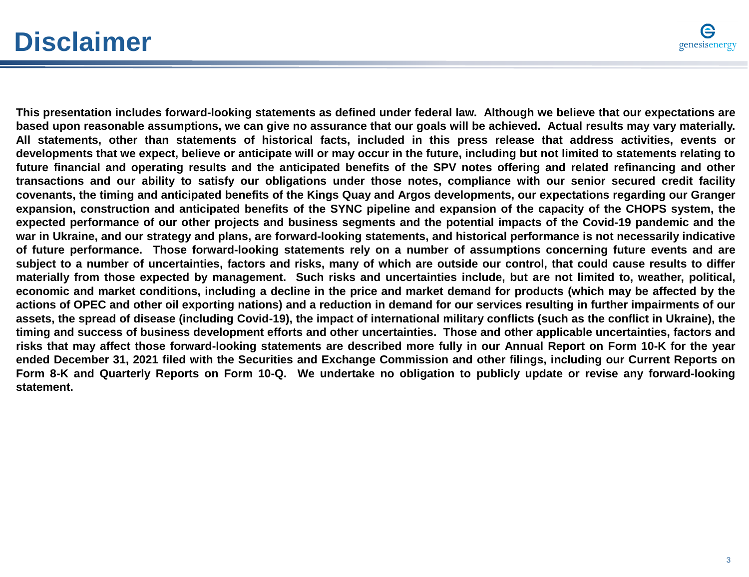# Disclaimer

**This presentation includes forward-looking statements as defined under federal law. Although we believe that our expectations are based upon reasonable assumptions, we can give no assurance that our goals will be achieved. Actual results may vary materially. All statements, other than statements of historical facts, included in this press release that address activities, events or developments that we expect, believe or anticipate will or may occur in the future, including but not limited to statements relating to future financial and operating results and the anticipated benefits of the SPV notes offering and related refinancing and other transactions and our ability to satisfy our obligations under those notes, compliance with our senior secured credit facility covenants, the timing and anticipated benefits of the Kings Quay and Argos developments, our expectations regarding our Granger expansion, construction and anticipated benefits of the SYNC pipeline and expansion of the capacity of the CHOPS system, the expected performance of our other projects and business segments and the potential impacts of the Covid-19 pandemic and the war in Ukraine, and our strategy and plans, are forward-looking statements, and historical performance is not necessarily indicative of future performance. Those forward-looking statements rely on a number of assumptions concerning future events and are subject to a number of uncertainties, factors and risks, many of which are outside our control, that could cause results to differ materially from those expected by management. Such risks and uncertainties include, but are not limited to, weather, political, economic and market conditions, including a decline in the price and market demand for products (which may be affected by the actions of OPEC and other oil exporting nations) and a reduction in demand for our services resulting in further impairments of our assets, the spread of disease (including Covid-19), the impact of international military conflicts (such as the conflict in Ukraine), the timing and success of business development efforts and other uncertainties. Those and other applicable uncertainties, factors and risks that may affect those forward-looking statements are described more fully in our Annual Report on Form 10-K for the year ended December 31, 2021 filed with the Securities and Exchange Commission and other filings, including our Current Reports on Form 8-K and Quarterly Reports on Form 10-Q. We undertake no obligation to publicly update or revise any forward-looking statement.**